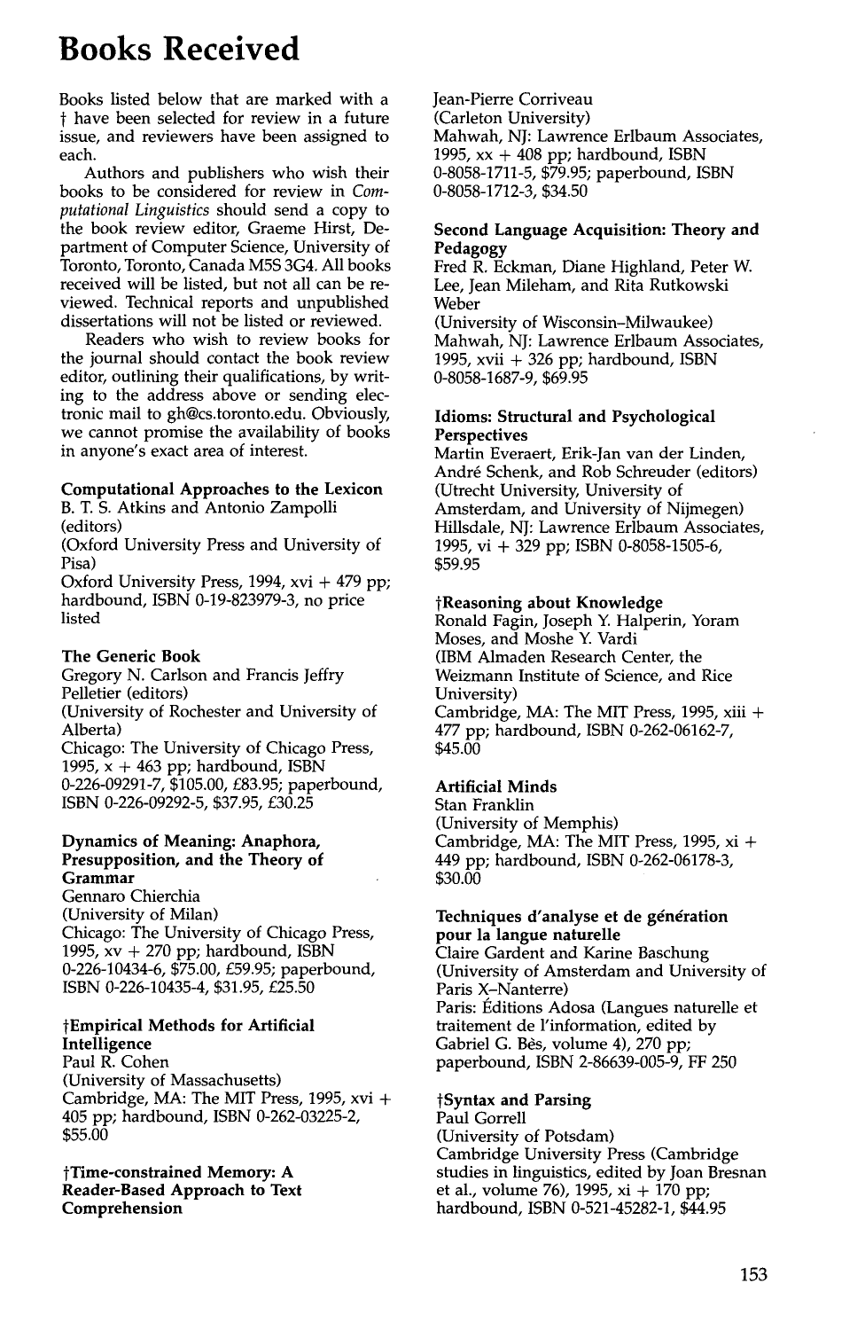# Books Received

Books listed below that are marked with a † have been selected for review in a future issue, and reviewers have been assigned to each.

Authors and publishers who wish their books to be considered for review in *Computational Linguistics* should send a copy to the book review editor, Graeme Hirst, Department of Computer Science, University of Toronto, Toronto, Canada M5S 3G4. All books received will be listed, but not all can be reviewed. Technical reports and unpublished dissertations will not be listed or reviewed.

Readers who wish to review books for the journal should contact the book review editor, outlining their qualifications, by writing to the address above or sending electronic mail to gh@cs.toronto.edu. Obviously, we cannot promise the availability of books in anyone's exact area of interest.

**Computational Approaches to the Lexicon**
B. T. S. Atkins and Antonio Zampolli (editors)
(Oxford University Press and University of Pisa)
Oxford University Press, 1994, xvi + 479 pp; hardbound, ISBN 0-19-823979-3, no price listed

**The Generic Book**
Gregory N. Carlson and Francis Jeffry Pelletier (editors)
(University of Rochester and University of Alberta)
Chicago: The University of Chicago Press, 1995, x + 463 pp; hardbound, ISBN 0-226-09291-7, $105.00, £83.95; paperbound, ISBN 0-226-09292-5, $37.95, £30.25

**Dynamics of Meaning: Anaphora, Presupposition, and the Theory of Grammar**
Gennaro Chierchia
(University of Milan)
Chicago: The University of Chicago Press, 1995, xv + 270 pp; hardbound, ISBN 0-226-10434-6, $75.00, £59.95; paperbound, ISBN 0-226-10435-4, $31.95, £25.50

**†Empirical Methods for Artificial Intelligence**
Paul R. Cohen
(University of Massachusetts)
Cambridge, MA: The MIT Press, 1995, xvi + 405 pp; hardbound, ISBN 0-262-03225-2, $55.00

**†Time-constrained Memory: A Reader-Based Approach to Text Comprehension**
Jean-Pierre Corriveau
(Carleton University)
Mahwah, NJ: Lawrence Erlbaum Associates, 1995, xx + 408 pp; hardbound, ISBN 0-8058-1711-5, $79.95; paperbound, ISBN 0-8058-1712-3, $34.50

**Second Language Acquisition: Theory and Pedagogy**
Fred R. Eckman, Diane Highland, Peter W. Lee, Jean Mileham, and Rita Rutkowski Weber
(University of Wisconsin–Milwaukee)
Mahwah, NJ: Lawrence Erlbaum Associates, 1995, xvii + 326 pp; hardbound, ISBN 0-8058-1687-9, $69.95

**Idioms: Structural and Psychological Perspectives**
Martin Everaert, Erik-Jan van der Linden, André Schenk, and Rob Schreuder (editors)
(Utrecht University, University of Amsterdam, and University of Nijmegen)
Hillsdale, NJ: Lawrence Erlbaum Associates, 1995, vi + 329 pp; ISBN 0-8058-1505-6, $59.95

**†Reasoning about Knowledge**
Ronald Fagin, Joseph Y. Halperin, Yoram Moses, and Moshe Y. Vardi
(IBM Almaden Research Center, the Weizmann Institute of Science, and Rice University)
Cambridge, MA: The MIT Press, 1995, xiii + 477 pp; hardbound, ISBN 0-262-06162-7, $45.00

**Artificial Minds**
Stan Franklin
(University of Memphis)
Cambridge, MA: The MIT Press, 1995, xi + 449 pp; hardbound, ISBN 0-262-06178-3, $30.00

**Techniques d'analyse et de génération pour la langue naturelle**
Claire Gardent and Karine Baschung
(University of Amsterdam and University of Paris X–Nanterre)
Paris: Éditions Adosa (Langues naturelle et traitement de l'information, edited by Gabriel G. Bès, volume 4), 270 pp; paperbound, ISBN 2-86639-005-9, FF 250

**†Syntax and Parsing**
Paul Gorrell
(University of Potsdam)
Cambridge University Press (Cambridge studies in linguistics, edited by Joan Bresnan et al., volume 76), 1995, xi + 170 pp; hardbound, ISBN 0-521-45282-1, $44.95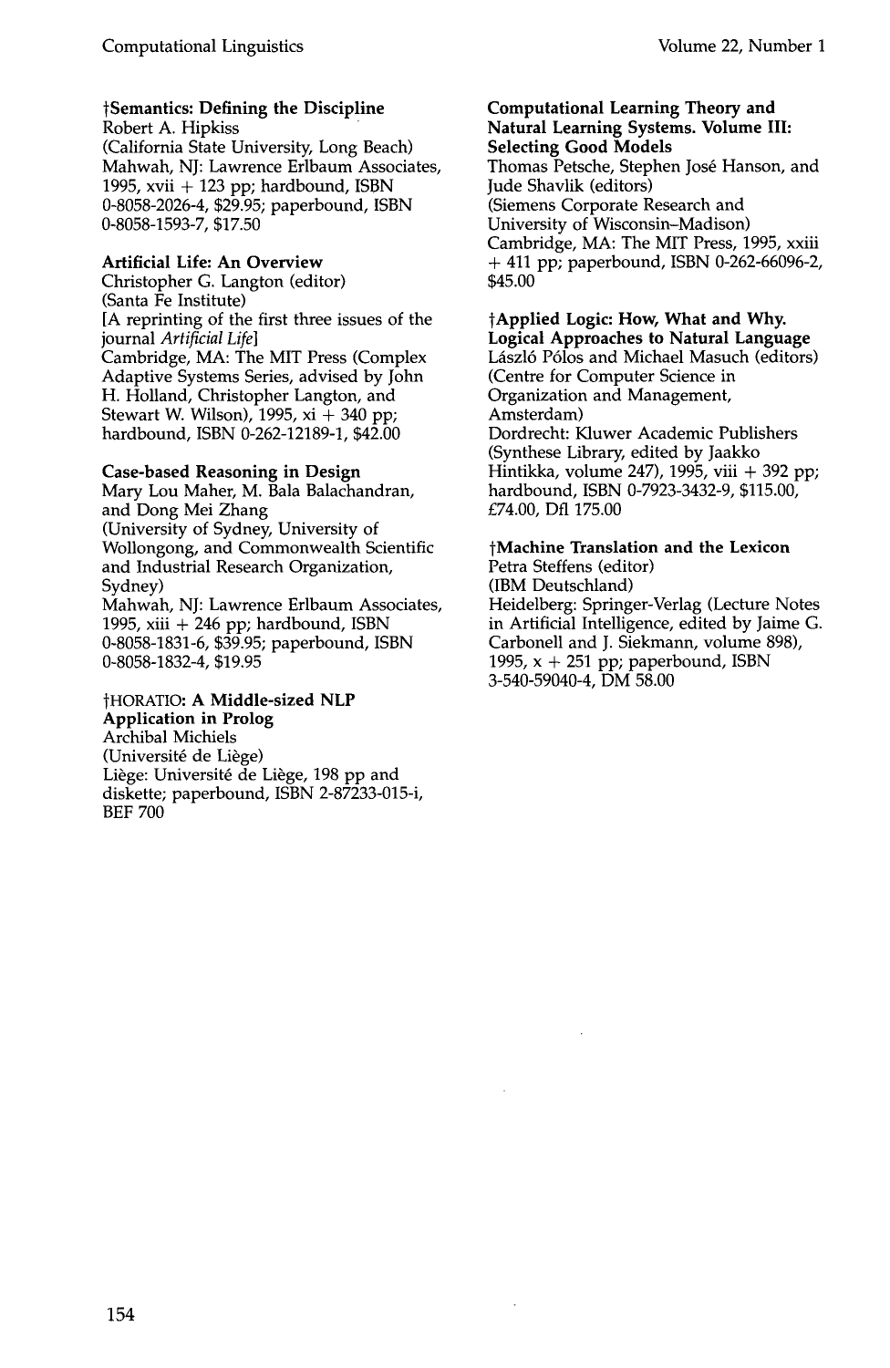†**Semantics: Defining the Discipline**
Robert A. Hipkiss
(California State University, Long Beach)
Mahwah, NJ: Lawrence Erlbaum Associates, 1995, xvii + 123 pp; hardbound, ISBN 0-8058-2026-4, $29.95; paperbound, ISBN 0-8058-1593-7, $17.50

**Artificial Life: An Overview**
Christopher G. Langton (editor)
(Santa Fe Institute)
[A reprinting of the first three issues of the journal *Artificial Life*]
Cambridge, MA: The MIT Press (Complex Adaptive Systems Series, advised by John H. Holland, Christopher Langton, and Stewart W. Wilson), 1995, xi + 340 pp; hardbound, ISBN 0-262-12189-1, $42.00

**Case-based Reasoning in Design**
Mary Lou Maher, M. Bala Balachandran, and Dong Mei Zhang
(University of Sydney, University of Wollongong, and Commonwealth Scientific and Industrial Research Organization, Sydney)
Mahwah, NJ: Lawrence Erlbaum Associates, 1995, xiii + 246 pp; hardbound, ISBN 0-8058-1831-6, $39.95; paperbound, ISBN 0-8058-1832-4, $19.95

†HORATIO: **A Middle-sized NLP Application in Prolog**
Archibal Michiels
(Université de Liège)
Liège: Université de Liège, 198 pp and diskette; paperbound, ISBN 2-87233-015-i, BEF 700

**Computational Learning Theory and Natural Learning Systems. Volume III: Selecting Good Models**
Thomas Petsche, Stephen José Hanson, and Jude Shavlik (editors)
(Siemens Corporate Research and University of Wisconsin–Madison)
Cambridge, MA: The MIT Press, 1995, xxiii + 411 pp; paperbound, ISBN 0-262-66096-2, $45.00

†**Applied Logic: How, What and Why. Logical Approaches to Natural Language**
László Pólos and Michael Masuch (editors)
(Centre for Computer Science in Organization and Management, Amsterdam)
Dordrecht: Kluwer Academic Publishers (Synthese Library, edited by Jaakko Hintikka, volume 247), 1995, viii + 392 pp; hardbound, ISBN 0-7923-3432-9, $115.00, £74.00, Dfl 175.00

†**Machine Translation and the Lexicon**
Petra Steffens (editor)
(IBM Deutschland)
Heidelberg: Springer-Verlag (Lecture Notes in Artificial Intelligence, edited by Jaime G. Carbonell and J. Siekmann, volume 898), 1995, x + 251 pp; paperbound, ISBN 3-540-59040-4, DM 58.00